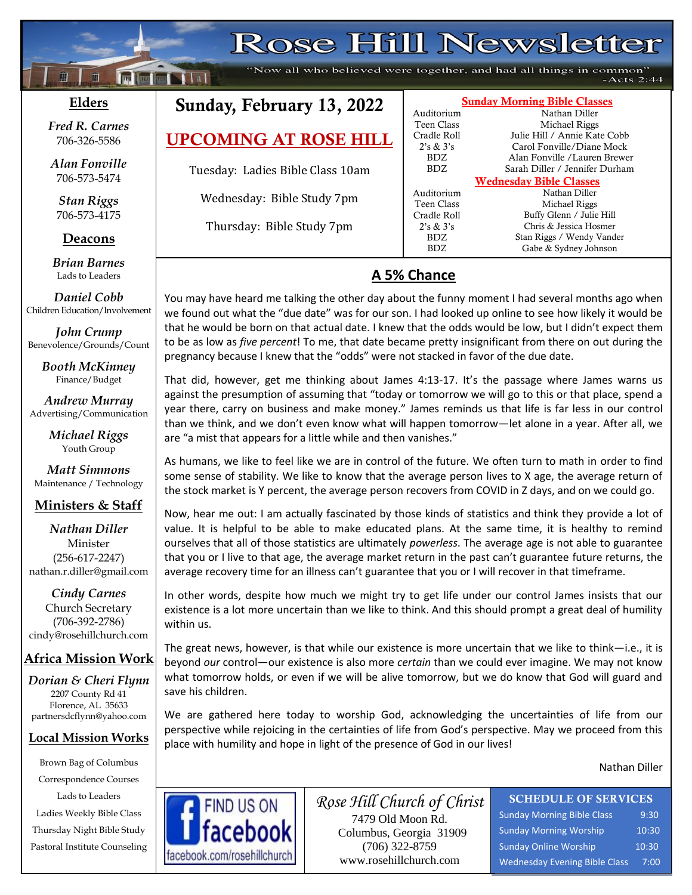# Rose Hill Newsletter

"Now all who believed were together, and had all things in common" -Acts 2:44

## Sunday, February 13, 2022

## UPCOMING AT ROSE HILL

Tuesday: Ladies Bible Class 10am

Wednesday: Bible Study 7pm

Thursday: Bible Study 7pm

**Sunday Morning Bible Classes**

| | |
|---|---|
| Auditorium | Nathan Diller |
| Teen Class | Michael Riggs |
| Cradle Roll | Julie Hill / Annie Kate Cobb |
| 2's & 3's | Carol Fonville/Diane Mock |
| BDZ | Alan Fonville /Lauren Brewer |
| BDZ | Sarah Diller / Jennifer Durham |

**Wednesday Bible Classes**

| | |
|---|---|
| Auditorium | Nathan Diller |
| Teen Class | Michael Riggs |
| Cradle Roll | Buffy Glenn / Julie Hill |
| 2's & 3's | Chris & Jessica Hosmer |
| BDZ | Stan Riggs / Wendy Vander |
| BDZ | Gabe & Sydney Johnson |

## A 5% Chance

You may have heard me talking the other day about the funny moment I had several months ago when we found out what the "due date" was for our son. I had looked up online to see how likely it would be that he would be born on that actual date. I knew that the odds would be low, but I didn't expect them to be as low as *five percent*! To me, that date became pretty insignificant from there on out during the pregnancy because I knew that the "odds" were not stacked in favor of the due date.

That did, however, get me thinking about James 4:13-17. It's the passage where James warns us against the presumption of assuming that "today or tomorrow we will go to this or that place, spend a year there, carry on business and make money." James reminds us that life is far less in our control than we think, and we don't even know what will happen tomorrow—let alone in a year. After all, we are "a mist that appears for a little while and then vanishes."

As humans, we like to feel like we are in control of the future. We often turn to math in order to find some sense of stability. We like to know that the average person lives to X age, the average return of the stock market is Y percent, the average person recovers from COVID in Z days, and on we could go.

Now, hear me out: I am actually fascinated by those kinds of statistics and think they provide a lot of value. It is helpful to be able to make educated plans. At the same time, it is healthy to remind ourselves that all of those statistics are ultimately *powerless*. The average age is not able to guarantee that you or I live to that age, the average market return in the past can't guarantee future returns, the average recovery time for an illness can't guarantee that you or I will recover in that timeframe.

In other words, despite how much we might try to get life under our control James insists that our existence is a lot more uncertain than we like to think. And this should prompt a great deal of humility within us.

The great news, however, is that while our existence is more uncertain that we like to think—i.e., it is beyond *our* control—our existence is also more *certain* than we could ever imagine. We may not know what tomorrow holds, or even if we will be alive tomorrow, but we do know that God will guard and save his children.

We are gathered here today to worship God, acknowledging the uncertainties of life from our perspective while rejoicing in the certainties of life from God's perspective. May we proceed from this place with humility and hope in light of the presence of God in our lives!

Nathan Diller

### Elders

*Fred R. Carnes*
706-326-5586

*Alan Fonville*
706-573-5474

*Stan Riggs*
706-573-4175

### Deacons

*Brian Barnes*
Lads to Leaders

*Daniel Cobb*
Children Education/Involvement

*John Crump*
Benevolence/Grounds/Count

*Booth McKinney*
Finance/Budget

*Andrew Murray*
Advertising/Communication

*Michael Riggs*
Youth Group

*Matt Simmons*
Maintenance / Technology

### Ministers & Staff

*Nathan Diller*
Minister
(256-617-2247)
nathan.r.diller@gmail.com

*Cindy Carnes*
Church Secretary
(706-392-2786)
cindy@rosehillchurch.com

### Africa Mission Work

*Dorian & Cheri Flynn*
2207 County Rd 41
Florence, AL 35633
partnersdcflynn@yahoo.com

### Local Mission Works

Brown Bag of Columbus
Correspondence Courses
Lads to Leaders
Ladies Weekly Bible Class
Thursday Night Bible Study
Pastoral Institute Counseling

FIND US ON facebook
facebook.com/rosehillchurch

*Rose Hill Church of Christ*
7479 Old Moon Rd.
Columbus, Georgia 31909
(706) 322-8759
www.rosehillchurch.com

**SCHEDULE OF SERVICES**

| | |
|---|---|
| Sunday Morning Bible Class | 9:30 |
| Sunday Morning Worship | 10:30 |
| Sunday Online Worship | 10:30 |
| Wednesday Evening Bible Class | 7:00 |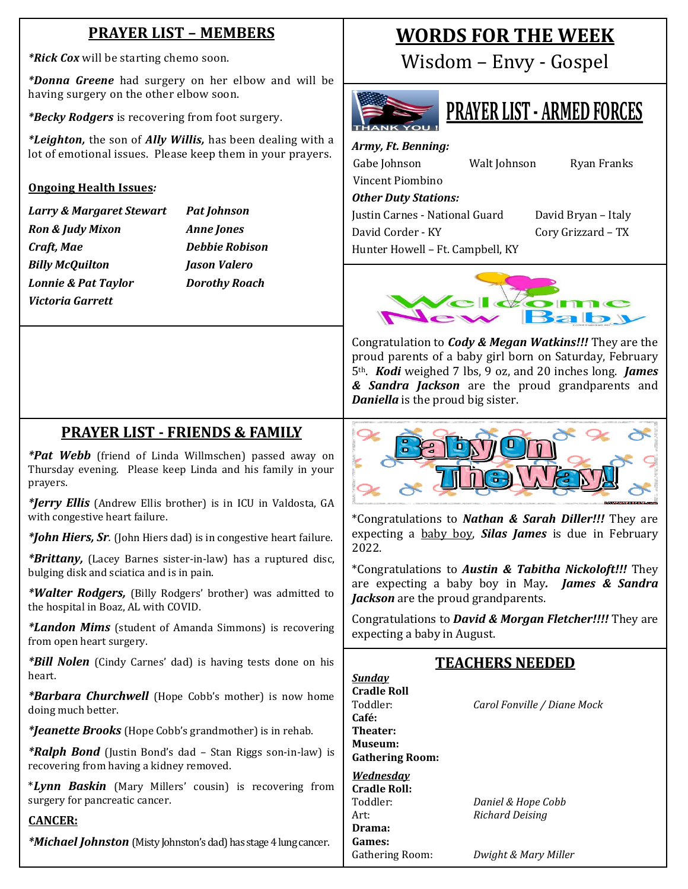## PRAYER LIST – MEMBERS

***Rick Cox*** will be starting chemo soon.

***Donna Greene*** had surgery on her elbow and will be having surgery on the other elbow soon.

***Becky Rodgers*** is recovering from foot surgery.

***Leighton,*** the son of ***Ally Willis,*** has been dealing with a lot of emotional issues. Please keep them in your prayers.

**Ongoing Health Issues*:***

| | |
|---|---|
| ***Larry & Margaret Stewart*** | ***Pat Johnson*** |
| ***Ron & Judy Mixon*** | ***Anne Jones*** |
| ***Craft, Mae*** | ***Debbie Robison*** |
| ***Billy McQuilton*** | ***Jason Valero*** |
| ***Lonnie & Pat Taylor*** | ***Dorothy Roach*** |
| ***Victoria Garrett*** | |

## PRAYER LIST - FRIENDS & FAMILY

***Pat Webb*** (friend of Linda Willmschen) passed away on Thursday evening. Please keep Linda and his family in your prayers.

***Jerry Ellis*** (Andrew Ellis brother) is in ICU in Valdosta, GA with congestive heart failure.

***John Hiers, Sr.*** (John Hiers dad) is in congestive heart failure.

***Brittany,*** (Lacey Barnes sister-in-law) has a ruptured disc, bulging disk and sciatica and is in pain.

***Walter Rodgers,*** (Billy Rodgers' brother) was admitted to the hospital in Boaz, AL with COVID.

***Landon Mims*** (student of Amanda Simmons) is recovering from open heart surgery.

***Bill Nolen*** (Cindy Carnes' dad) is having tests done on his heart.

***Barbara Churchwell*** (Hope Cobb's mother) is now home doing much better.

***Jeanette Brooks*** (Hope Cobb's grandmother) is in rehab.

***Ralph Bond*** (Justin Bond's dad – Stan Riggs son-in-law) is recovering from having a kidney removed.

****Lynn Baskin*** (Mary Millers' cousin) is recovering from surgery for pancreatic cancer.

**CANCER:**

***Michael Johnston*** (Misty Johnston's dad) has stage 4 lung cancer.

## WORDS FOR THE WEEK

Wisdom – Envy - Gospel

## PRAYER LIST - ARMED FORCES

***Army, Ft. Benning:***

Gabe Johnson, Walt Johnson, Ryan Franks, Vincent Piombino

***Other Duty Stations:***

Justin Carnes - National Guard
David Bryan – Italy
David Corder - KY
Cory Grizzard – TX
Hunter Howell – Ft. Campbell, KY

## Welcome New Baby

Congratulation to ***Cody & Megan Watkins!!!*** They are the proud parents of a baby girl born on Saturday, February 5th. ***Kodi*** weighed 7 lbs, 9 oz, and 20 inches long. ***James & Sandra Jackson*** are the proud grandparents and ***Daniella*** is the proud big sister.

## Baby On The Way!

*Congratulations to ***Nathan & Sarah Diller!!!*** They are expecting a baby boy, ***Silas James*** is due in February 2022.

*Congratulations to ***Austin & Tabitha Nickoloft!!!*** They are expecting a baby boy in May. ***James & Sandra Jackson*** are the proud grandparents.

Congratulations to ***David & Morgan Fletcher!!!!*** They are expecting a baby in August.

## TEACHERS NEEDED

***Sunday***

| | |
|---|---|
| **Cradle Roll** | |
| Toddler: | *Carol Fonville / Diane Mock* |
| **Café:** | |
| **Theater:** | |
| **Museum:** | |
| **Gathering Room:** | |

***Wednesday***

| | |
|---|---|
| **Cradle Roll:** | |
| Toddler: | *Daniel & Hope Cobb* |
| Art: | *Richard Deising* |
| **Drama:** | |
| **Games:** | |
| Gathering Room: | *Dwight & Mary Miller* |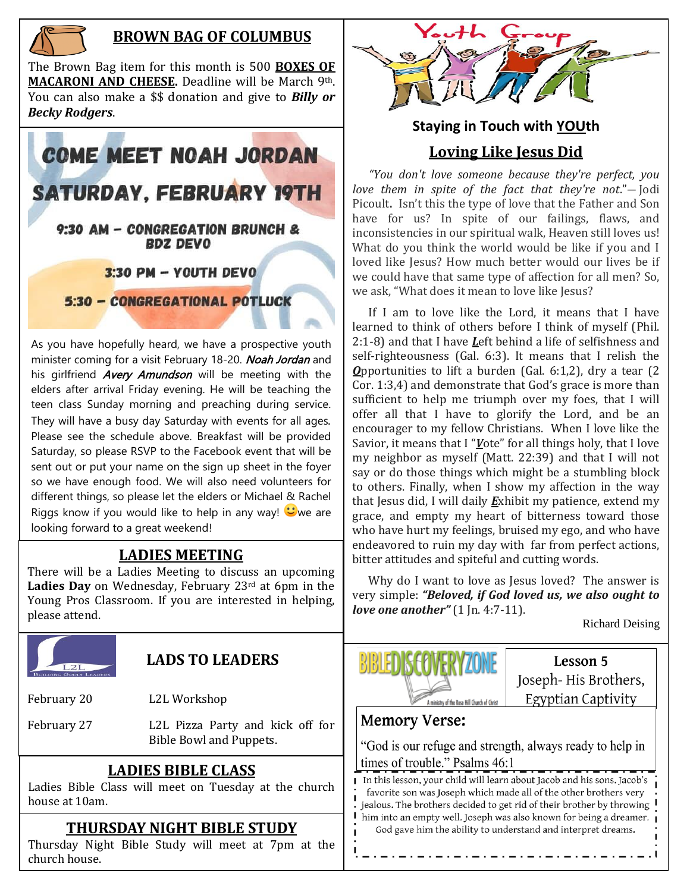## BROWN BAG OF COLUMBUS

The Brown Bag item for this month is 500 **BOXES OF MACARONI AND CHEESE.** Deadline will be March 9th. You can also make a $$ donation and give to ***Billy or Becky Rodgers***.

## COME MEET NOAH JORDAN

## SATURDAY, FEBRUARY 19TH

9:30 AM – CONGREGATION BRUNCH & BDZ DEVO

3:30 PM – YOUTH DEVO

5:30 – CONGREGATIONAL POTLUCK

As you have hopefully heard, we have a prospective youth minister coming for a visit February 18-20. *Noah Jordan* and his girlfriend *Avery Amundson* will be meeting with the elders after arrival Friday evening. He will be teaching the teen class Sunday morning and preaching during service. They will have a busy day Saturday with events for all ages. Please see the schedule above. Breakfast will be provided Saturday, so please RSVP to the Facebook event that will be sent out or put your name on the sign up sheet in the foyer so we have enough food. We will also need volunteers for different things, so please let the elders or Michael & Rachel Riggs know if you would like to help in any way! 🙂we are looking forward to a great weekend!

## LADIES MEETING

There will be a Ladies Meeting to discuss an upcoming **Ladies Day** on Wednesday, February 23rd at 6pm in the Young Pros Classroom. If you are interested in helping, please attend.

## LADS TO LEADERS

| | |
|---|---|
| February 20 | L2L Workshop |
| February 27 | L2L Pizza Party and kick off for Bible Bowl and Puppets. |

## LADIES BIBLE CLASS

Ladies Bible Class will meet on Tuesday at the church house at 10am.

## THURSDAY NIGHT BIBLE STUDY

Thursday Night Bible Study will meet at 7pm at the church house.

## Youth Group

### Staying in Touch with YOUth

### Loving Like Jesus Did

*"You don't love someone because they're perfect, you love them in spite of the fact that they're not."*— Jodi Picoult**.** Isn't this the type of love that the Father and Son have for us? In spite of our failings, flaws, and inconsistencies in our spiritual walk, Heaven still loves us! What do you think the world would be like if you and I loved like Jesus? How much better would our lives be if we could have that same type of affection for all men? So, we ask, "What does it mean to love like Jesus?

If I am to love like the Lord, it means that I have learned to think of others before I think of myself (Phil. 2:1-8) and that I have ***L***eft behind a life of selfishness and self-righteousness (Gal. 6:3). It means that I relish the ***O***pportunities to lift a burden (Gal. 6:1,2), dry a tear (2 Cor. 1:3,4) and demonstrate that God's grace is more than sufficient to help me triumph over my foes, that I will offer all that I have to glorify the Lord, and be an encourager to my fellow Christians. When I love like the Savior, it means that I "***V***ote" for all things holy, that I love my neighbor as myself (Matt. 22:39) and that I will not say or do those things which might be a stumbling block to others. Finally, when I show my affection in the way that Jesus did, I will daily ***E***xhibit my patience, extend my grace, and empty my heart of bitterness toward those who have hurt my feelings, bruised my ego, and who have endeavored to ruin my day with far from perfect actions, bitter attitudes and spiteful and cutting words.

Why do I want to love as Jesus loved? The answer is very simple: ***"Beloved, if God loved us, we also ought to love one another"*** (1 Jn. 4:7-11).

Richard Deising

## BIBLE DISCOVERY ZONE

A ministry of the Rose Hill Church of Christ

**Lesson 5**

Joseph- His Brothers, Egyptian Captivity

### Memory Verse:

"God is our refuge and strength, always ready to help in times of trouble." Psalms 46:1

In this lesson, your child will learn about Jacob and his sons. Jacob's favorite son was Joseph which made all of the other brothers very jealous. The brothers decided to get rid of their brother by throwing him into an empty well. Joseph was also known for being a dreamer. God gave him the ability to understand and interpret dreams.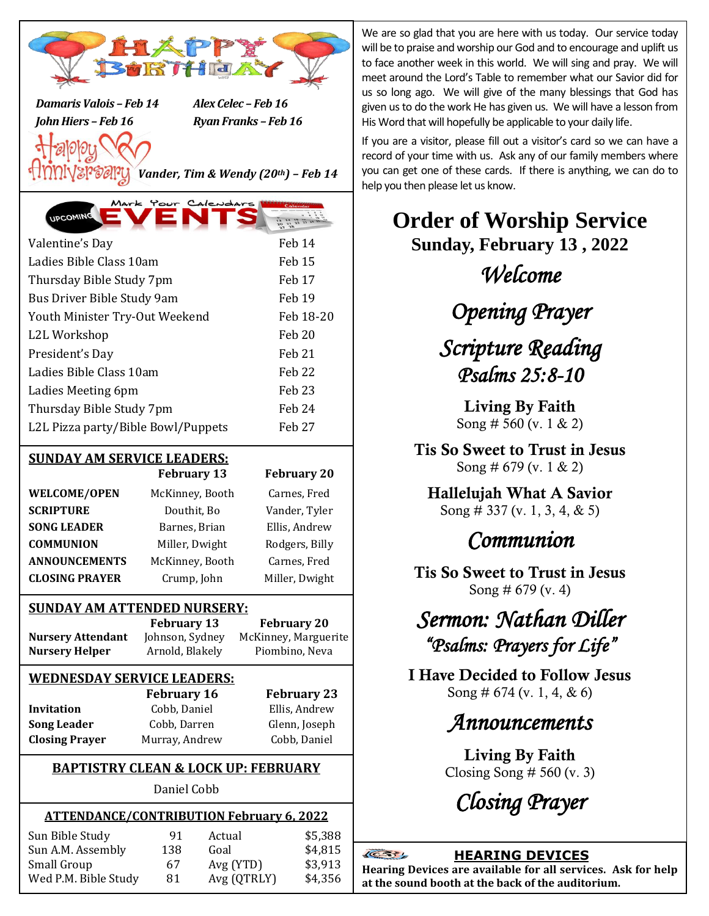# Happy Birthday

*Damaris Valois – Feb 14*
*Alex Celec – Feb 16*
*John Hiers – Feb 16*
*Ryan Franks – Feb 16*

## Happy Anniversary

*Vander, Tim & Wendy (20th) – Feb 14*

## Mark Your Calendars — Upcoming Events

| | |
|---|---|
| Valentine's Day | Feb 14 |
| Ladies Bible Class 10am | Feb 15 |
| Thursday Bible Study 7pm | Feb 17 |
| Bus Driver Bible Study 9am | Feb 19 |
| Youth Minister Try-Out Weekend | Feb 18-20 |
| L2L Workshop | Feb 20 |
| President's Day | Feb 21 |
| Ladies Bible Class 10am | Feb 22 |
| Ladies Meeting 6pm | Feb 23 |
| Thursday Bible Study 7pm | Feb 24 |
| L2L Pizza party/Bible Bowl/Puppets | Feb 27 |

## SUNDAY AM SERVICE LEADERS:

| | February 13 | February 20 |
|---|---|---|
| **WELCOME/OPEN** | McKinney, Booth | Carnes, Fred |
| **SCRIPTURE** | Douthit, Bo | Vander, Tyler |
| **SONG LEADER** | Barnes, Brian | Ellis, Andrew |
| **COMMUNION** | Miller, Dwight | Rodgers, Billy |
| **ANNOUNCEMENTS** | McKinney, Booth | Carnes, Fred |
| **CLOSING PRAYER** | Crump, John | Miller, Dwight |

## SUNDAY AM ATTENDED NURSERY:

| | February 13 | February 20 |
|---|---|---|
| **Nursery Attendant** | Johnson, Sydney | McKinney, Marguerite |
| **Nursery Helper** | Arnold, Blakely | Piombino, Neva |

## WEDNESDAY SERVICE LEADERS:

| | February 16 | February 23 |
|---|---|---|
| **Invitation** | Cobb, Daniel | Ellis, Andrew |
| **Song Leader** | Cobb, Darren | Glenn, Joseph |
| **Closing Prayer** | Murray, Andrew | Cobb, Daniel |

## BAPTISTRY CLEAN & LOCK UP: FEBRUARY

Daniel Cobb

## ATTENDANCE/CONTRIBUTION February 6, 2022

| | | | |
|---|---|---|---|
| Sun Bible Study | 91 | Actual | $5,388 |
| Sun A.M. Assembly | 138 | Goal | $4,815 |
| Small Group | 67 | Avg (YTD) | $3,913 |
| Wed P.M. Bible Study | 81 | Avg (QTRLY) | $4,356 |

We are so glad that you are here with us today. Our service today will be to praise and worship our God and to encourage and uplift us to face another week in this world. We will sing and pray. We will meet around the Lord's Table to remember what our Savior did for us so long ago. We will give of the many blessings that God has given us to do the work He has given us. We will have a lesson from His Word that will hopefully be applicable to your daily life.

If you are a visitor, please fill out a visitor's card so we can have a record of your time with us. Ask any of our family members where you can get one of these cards. If there is anything, we can do to help you then please let us know.

# Order of Worship Service

## Sunday, February 13 , 2022

*Welcome*

*Opening Prayer*

*Scripture Reading*
*Psalms 25:8-10*

**Living By Faith**
Song # 560 (v. 1 & 2)

**Tis So Sweet to Trust in Jesus**
Song # 679 (v. 1 & 2)

**Hallelujah What A Savior**
Song # 337 (v. 1, 3, 4, & 5)

*Communion*

**Tis So Sweet to Trust in Jesus**
Song # 679 (v. 4)

*Sermon: Nathan Diller*
*"Psalms: Prayers for Life"*

**I Have Decided to Follow Jesus**
Song # 674 (v. 1, 4, & 6)

*Announcements*

**Living By Faith**
Closing Song # 560 (v. 3)

*Closing Prayer*

## HEARING DEVICES

**Hearing Devices are available for all services. Ask for help at the sound booth at the back of the auditorium.**